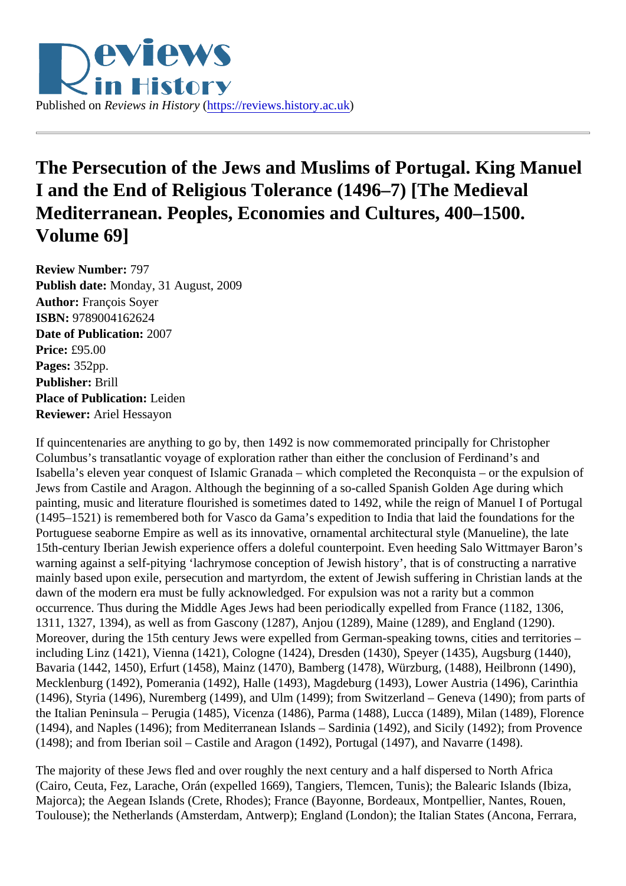Published on *Reviews in History* (https://reviews.history.ac.uk)

# The Persecution of the Jews and Muslims of Portugal. King Manuel I and the End of Religious Tolerance (1496–7) [The Medieval Mediterranean. Peoples, Economies and Cultures, 400–1500. Volume 69]

**Review Number:** 797
**Publish date:** Monday, 31 August, 2009
**Author:** François Soyer
**ISBN:** 9789004162624
**Date of Publication:** 2007
**Price:** £95.00
**Pages:** 352pp.
**Publisher:** Brill
**Place of Publication:** Leiden
**Reviewer:** Ariel Hessayon

If quincentenaries are anything to go by, then 1492 is now commemorated principally for Christopher Columbus's transatlantic voyage of exploration rather than either the conclusion of Ferdinand's and Isabella's eleven year conquest of Islamic Granada – which completed the Reconquista – or the expulsion of Jews from Castile and Aragon. Although the beginning of a so-called Spanish Golden Age during which painting, music and literature flourished is sometimes dated to 1492, while the reign of Manuel I of Portugal (1495–1521) is remembered both for Vasco da Gama's expedition to India that laid the foundations for the Portuguese seaborne Empire as well as its innovative, ornamental architectural style (Manueline), the late 15th-century Iberian Jewish experience offers a doleful counterpoint. Even heeding Salo Wittmayer Baron's warning against a self-pitying 'lachrymose conception of Jewish history', that is of constructing a narrative mainly based upon exile, persecution and martyrdom, the extent of Jewish suffering in Christian lands at the dawn of the modern era must be fully acknowledged. For expulsion was not a rarity but a common occurrence. Thus during the Middle Ages Jews had been periodically expelled from France (1182, 1306, 1311, 1327, 1394), as well as from Gascony (1287), Anjou (1289), Maine (1289), and England (1290). Moreover, during the 15th century Jews were expelled from German-speaking towns, cities and territories – including Linz (1421), Vienna (1421), Cologne (1424), Dresden (1430), Speyer (1435), Augsburg (1440), Bavaria (1442, 1450), Erfurt (1458), Mainz (1470), Bamberg (1478), Würzburg, (1488), Heilbronn (1490), Mecklenburg (1492), Pomerania (1492), Halle (1493), Magdeburg (1493), Lower Austria (1496), Carinthia (1496), Styria (1496), Nuremberg (1499), and Ulm (1499); from Switzerland – Geneva (1490); from parts of the Italian Peninsula – Perugia (1485), Vicenza (1486), Parma (1488), Lucca (1489), Milan (1489), Florence (1494), and Naples (1496); from Mediterranean Islands – Sardinia (1492), and Sicily (1492); from Provence (1498); and from Iberian soil – Castile and Aragon (1492), Portugal (1497), and Navarre (1498).

The majority of these Jews fled and over roughly the next century and a half dispersed to North Africa (Cairo, Ceuta, Fez, Larache, Orán (expelled 1669), Tangiers, Tlemcen, Tunis); the Balearic Islands (Ibiza, Majorca); the Aegean Islands (Crete, Rhodes); France (Bayonne, Bordeaux, Montpellier, Nantes, Rouen, Toulouse); the Netherlands (Amsterdam, Antwerp); England (London); the Italian States (Ancona, Ferrara,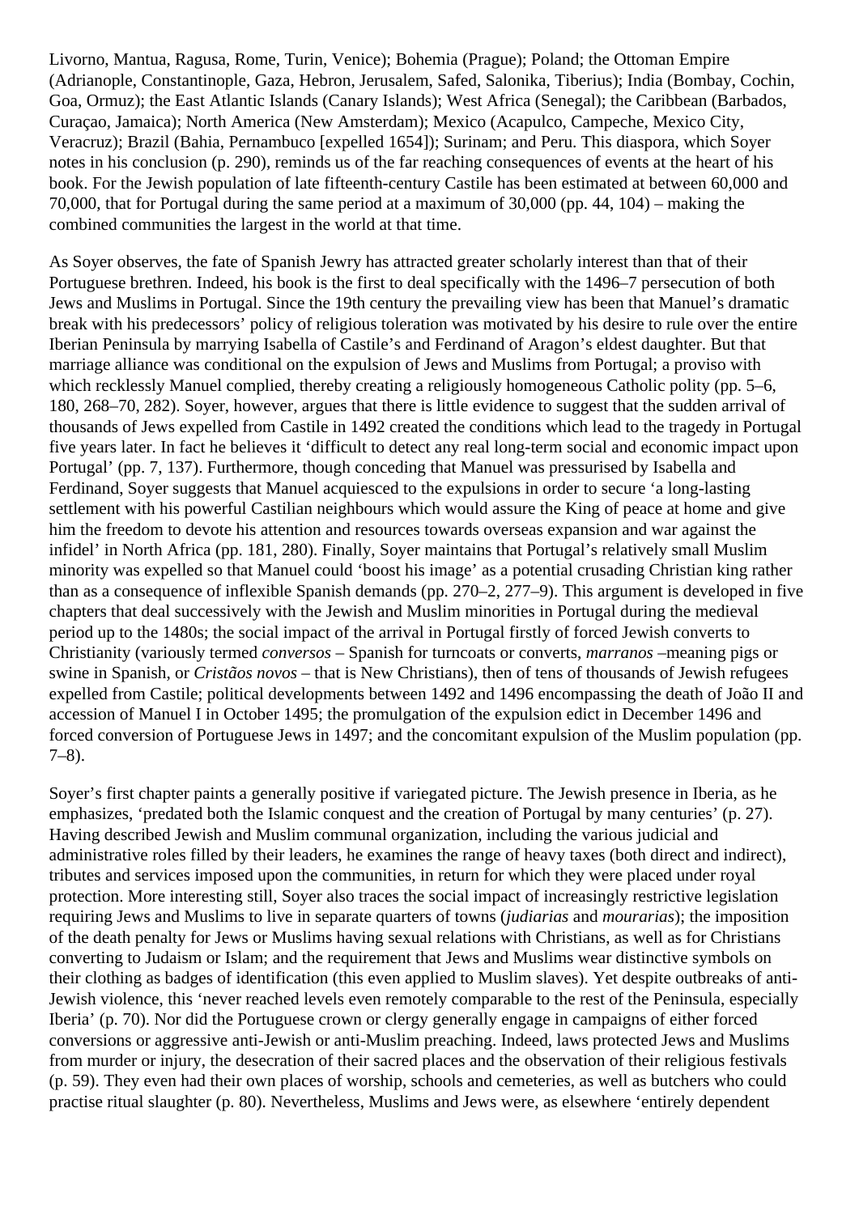Livorno, Mantua, Ragusa, Rome, Turin, Venice); Bohemia (Prague); Poland; the Ottoman Empire (Adrianople, Constantinople, Gaza, Hebron, Jerusalem, Safed, Salonika, Tiberius); India (Bombay, Cochin, Goa, Ormuz); the East Atlantic Islands (Canary Islands); West Africa (Senegal); the Caribbean (Barbados, Curaçao, Jamaica); North America (New Amsterdam); Mexico (Acapulco, Campeche, Mexico City, Veracruz); Brazil (Bahia, Pernambuco [expelled 1654]); Surinam; and Peru. This diaspora, which Soyer notes in his conclusion (p. 290), reminds us of the far reaching consequences of events at the heart of his book. For the Jewish population of late fifteenth-century Castile has been estimated at between 60,000 and 70,000, that for Portugal during the same period at a maximum of 30,000 (pp. 44, 104) – making the combined communities the largest in the world at that time.

As Soyer observes, the fate of Spanish Jewry has attracted greater scholarly interest than that of their Portuguese brethren. Indeed, his book is the first to deal specifically with the 1496–7 persecution of both Jews and Muslims in Portugal. Since the 19th century the prevailing view has been that Manuel's dramatic break with his predecessors' policy of religious toleration was motivated by his desire to rule over the entire Iberian Peninsula by marrying Isabella of Castile's and Ferdinand of Aragon's eldest daughter. But that marriage alliance was conditional on the expulsion of Jews and Muslims from Portugal; a proviso with which recklessly Manuel complied, thereby creating a religiously homogeneous Catholic polity (pp. 5–6, 180, 268–70, 282). Soyer, however, argues that there is little evidence to suggest that the sudden arrival of thousands of Jews expelled from Castile in 1492 created the conditions which lead to the tragedy in Portugal five years later. In fact he believes it 'difficult to detect any real long-term social and economic impact upon Portugal' (pp. 7, 137). Furthermore, though conceding that Manuel was pressurised by Isabella and Ferdinand, Soyer suggests that Manuel acquiesced to the expulsions in order to secure 'a long-lasting settlement with his powerful Castilian neighbours which would assure the King of peace at home and give him the freedom to devote his attention and resources towards overseas expansion and war against the infidel' in North Africa (pp. 181, 280). Finally, Soyer maintains that Portugal's relatively small Muslim minority was expelled so that Manuel could 'boost his image' as a potential crusading Christian king rather than as a consequence of inflexible Spanish demands (pp. 270–2, 277–9). This argument is developed in five chapters that deal successively with the Jewish and Muslim minorities in Portugal during the medieval period up to the 1480s; the social impact of the arrival in Portugal firstly of forced Jewish converts to Christianity (variously termed *conversos* – Spanish for turncoats or converts, *marranos* –meaning pigs or swine in Spanish, or *Cristãos novos* – that is New Christians), then of tens of thousands of Jewish refugees expelled from Castile; political developments between 1492 and 1496 encompassing the death of João II and accession of Manuel I in October 1495; the promulgation of the expulsion edict in December 1496 and forced conversion of Portuguese Jews in 1497; and the concomitant expulsion of the Muslim population (pp. 7–8).

Soyer's first chapter paints a generally positive if variegated picture. The Jewish presence in Iberia, as he emphasizes, 'predated both the Islamic conquest and the creation of Portugal by many centuries' (p. 27). Having described Jewish and Muslim communal organization, including the various judicial and administrative roles filled by their leaders, he examines the range of heavy taxes (both direct and indirect), tributes and services imposed upon the communities, in return for which they were placed under royal protection. More interesting still, Soyer also traces the social impact of increasingly restrictive legislation requiring Jews and Muslims to live in separate quarters of towns (*judiarias* and *mourarias*); the imposition of the death penalty for Jews or Muslims having sexual relations with Christians, as well as for Christians converting to Judaism or Islam; and the requirement that Jews and Muslims wear distinctive symbols on their clothing as badges of identification (this even applied to Muslim slaves). Yet despite outbreaks of anti-Jewish violence, this 'never reached levels even remotely comparable to the rest of the Peninsula, especially Iberia' (p. 70). Nor did the Portuguese crown or clergy generally engage in campaigns of either forced conversions or aggressive anti-Jewish or anti-Muslim preaching. Indeed, laws protected Jews and Muslims from murder or injury, the desecration of their sacred places and the observation of their religious festivals (p. 59). They even had their own places of worship, schools and cemeteries, as well as butchers who could practise ritual slaughter (p. 80). Nevertheless, Muslims and Jews were, as elsewhere 'entirely dependent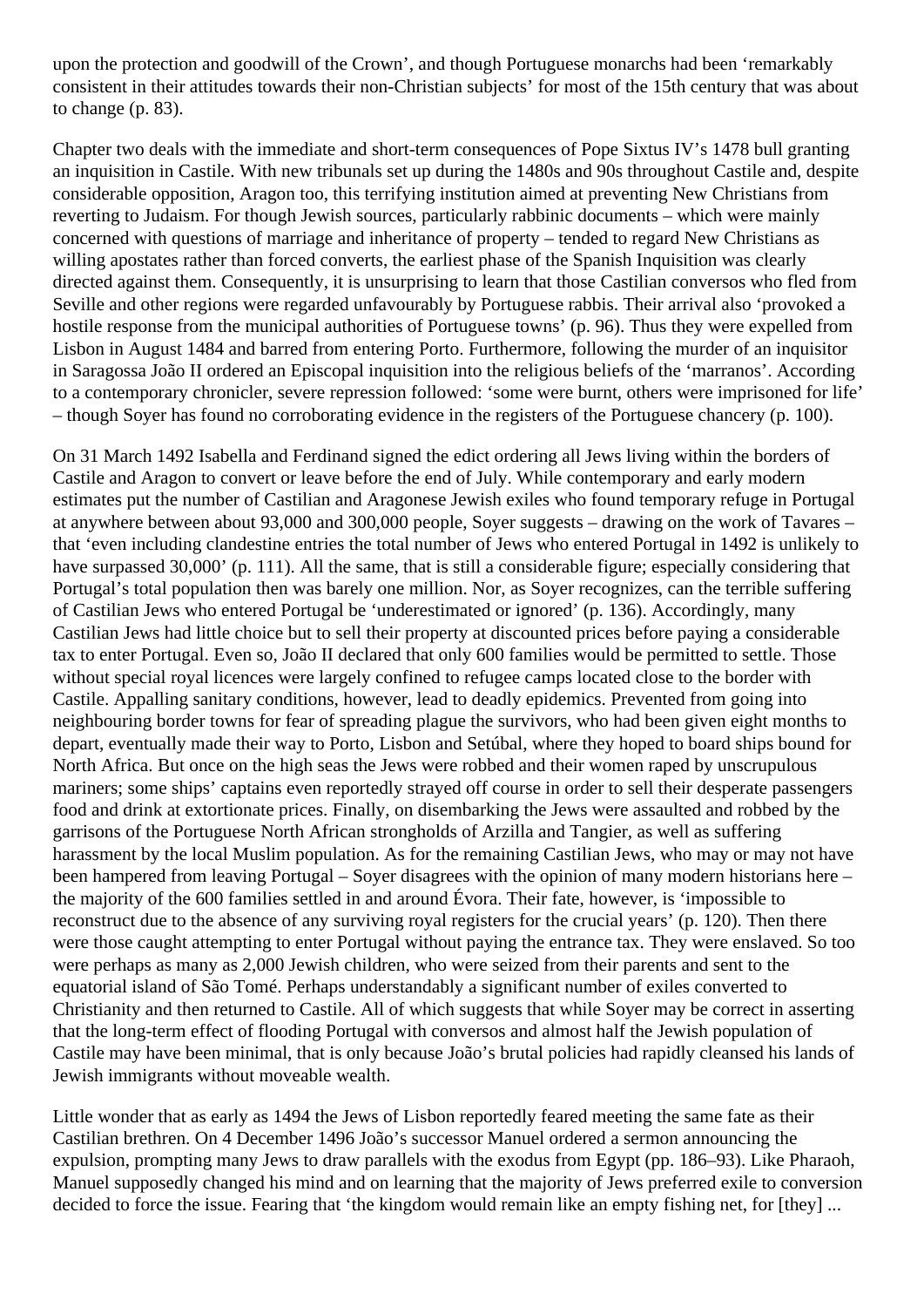upon the protection and goodwill of the Crown', and though Portuguese monarchs had been 'remarkably consistent in their attitudes towards their non-Christian subjects' for most of the 15th century that was about to change (p. 83).

Chapter two deals with the immediate and short-term consequences of Pope Sixtus IV's 1478 bull granting an inquisition in Castile. With new tribunals set up during the 1480s and 90s throughout Castile and, despite considerable opposition, Aragon too, this terrifying institution aimed at preventing New Christians from reverting to Judaism. For though Jewish sources, particularly rabbinic documents – which were mainly concerned with questions of marriage and inheritance of property – tended to regard New Christians as willing apostates rather than forced converts, the earliest phase of the Spanish Inquisition was clearly directed against them. Consequently, it is unsurprising to learn that those Castilian conversos who fled from Seville and other regions were regarded unfavourably by Portuguese rabbis. Their arrival also 'provoked a hostile response from the municipal authorities of Portuguese towns' (p. 96). Thus they were expelled from Lisbon in August 1484 and barred from entering Porto. Furthermore, following the murder of an inquisitor in Saragossa João II ordered an Episcopal inquisition into the religious beliefs of the 'marranos'. According to a contemporary chronicler, severe repression followed: 'some were burnt, others were imprisoned for life' – though Soyer has found no corroborating evidence in the registers of the Portuguese chancery (p. 100).

On 31 March 1492 Isabella and Ferdinand signed the edict ordering all Jews living within the borders of Castile and Aragon to convert or leave before the end of July. While contemporary and early modern estimates put the number of Castilian and Aragonese Jewish exiles who found temporary refuge in Portugal at anywhere between about 93,000 and 300,000 people, Soyer suggests – drawing on the work of Tavares – that 'even including clandestine entries the total number of Jews who entered Portugal in 1492 is unlikely to have surpassed 30,000' (p. 111). All the same, that is still a considerable figure; especially considering that Portugal's total population then was barely one million. Nor, as Soyer recognizes, can the terrible suffering of Castilian Jews who entered Portugal be 'underestimated or ignored' (p. 136). Accordingly, many Castilian Jews had little choice but to sell their property at discounted prices before paying a considerable tax to enter Portugal. Even so, João II declared that only 600 families would be permitted to settle. Those without special royal licences were largely confined to refugee camps located close to the border with Castile. Appalling sanitary conditions, however, lead to deadly epidemics. Prevented from going into neighbouring border towns for fear of spreading plague the survivors, who had been given eight months to depart, eventually made their way to Porto, Lisbon and Setúbal, where they hoped to board ships bound for North Africa. But once on the high seas the Jews were robbed and their women raped by unscrupulous mariners; some ships' captains even reportedly strayed off course in order to sell their desperate passengers food and drink at extortionate prices. Finally, on disembarking the Jews were assaulted and robbed by the garrisons of the Portuguese North African strongholds of Arzilla and Tangier, as well as suffering harassment by the local Muslim population. As for the remaining Castilian Jews, who may or may not have been hampered from leaving Portugal – Soyer disagrees with the opinion of many modern historians here – the majority of the 600 families settled in and around Évora. Their fate, however, is 'impossible to reconstruct due to the absence of any surviving royal registers for the crucial years' (p. 120). Then there were those caught attempting to enter Portugal without paying the entrance tax. They were enslaved. So too were perhaps as many as 2,000 Jewish children, who were seized from their parents and sent to the equatorial island of São Tomé. Perhaps understandably a significant number of exiles converted to Christianity and then returned to Castile. All of which suggests that while Soyer may be correct in asserting that the long-term effect of flooding Portugal with conversos and almost half the Jewish population of Castile may have been minimal, that is only because João's brutal policies had rapidly cleansed his lands of Jewish immigrants without moveable wealth.

Little wonder that as early as 1494 the Jews of Lisbon reportedly feared meeting the same fate as their Castilian brethren. On 4 December 1496 João's successor Manuel ordered a sermon announcing the expulsion, prompting many Jews to draw parallels with the exodus from Egypt (pp. 186–93). Like Pharaoh, Manuel supposedly changed his mind and on learning that the majority of Jews preferred exile to conversion decided to force the issue. Fearing that 'the kingdom would remain like an empty fishing net, for [they] ...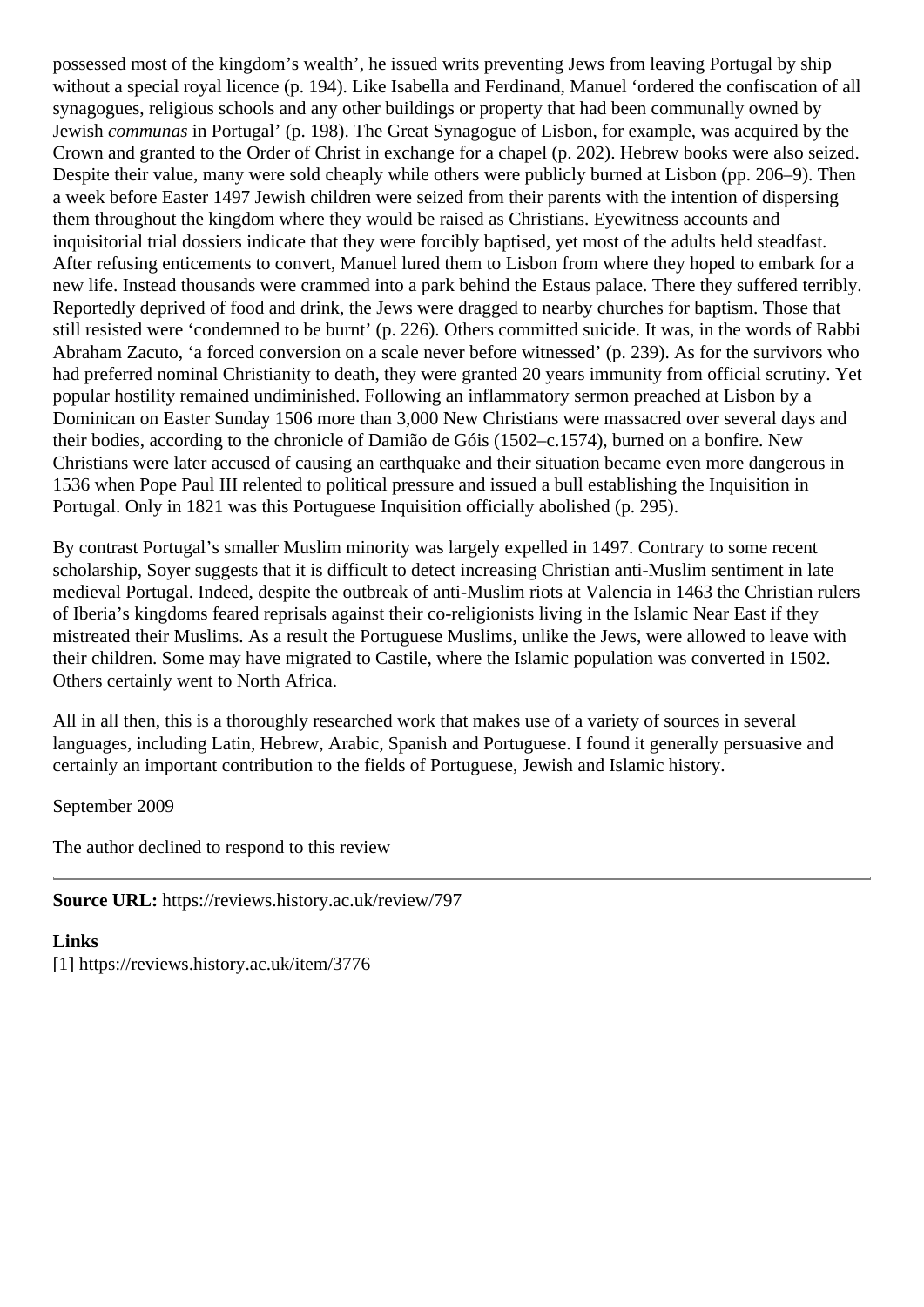possessed most of the kingdom's wealth', he issued writs preventing Jews from leaving Portugal by ship without a special royal licence (p. 194). Like Isabella and Ferdinand, Manuel 'ordered the confiscation of all synagogues, religious schools and any other buildings or property that had been communally owned by Jewish *communas* in Portugal' (p. 198). The Great Synagogue of Lisbon, for example, was acquired by the Crown and granted to the Order of Christ in exchange for a chapel (p. 202). Hebrew books were also seized. Despite their value, many were sold cheaply while others were publicly burned at Lisbon (pp. 206–9). Then a week before Easter 1497 Jewish children were seized from their parents with the intention of dispersing them throughout the kingdom where they would be raised as Christians. Eyewitness accounts and inquisitorial trial dossiers indicate that they were forcibly baptised, yet most of the adults held steadfast. After refusing enticements to convert, Manuel lured them to Lisbon from where they hoped to embark for a new life. Instead thousands were crammed into a park behind the Estaus palace. There they suffered terribly. Reportedly deprived of food and drink, the Jews were dragged to nearby churches for baptism. Those that still resisted were 'condemned to be burnt' (p. 226). Others committed suicide. It was, in the words of Rabbi Abraham Zacuto, 'a forced conversion on a scale never before witnessed' (p. 239). As for the survivors who had preferred nominal Christianity to death, they were granted 20 years immunity from official scrutiny. Yet popular hostility remained undiminished. Following an inflammatory sermon preached at Lisbon by a Dominican on Easter Sunday 1506 more than 3,000 New Christians were massacred over several days and their bodies, according to the chronicle of Damião de Góis (1502–c.1574), burned on a bonfire. New Christians were later accused of causing an earthquake and their situation became even more dangerous in 1536 when Pope Paul III relented to political pressure and issued a bull establishing the Inquisition in Portugal. Only in 1821 was this Portuguese Inquisition officially abolished (p. 295).

By contrast Portugal's smaller Muslim minority was largely expelled in 1497. Contrary to some recent scholarship, Soyer suggests that it is difficult to detect increasing Christian anti-Muslim sentiment in late medieval Portugal. Indeed, despite the outbreak of anti-Muslim riots at Valencia in 1463 the Christian rulers of Iberia's kingdoms feared reprisals against their co-religionists living in the Islamic Near East if they mistreated their Muslims. As a result the Portuguese Muslims, unlike the Jews, were allowed to leave with their children. Some may have migrated to Castile, where the Islamic population was converted in 1502. Others certainly went to North Africa.

All in all then, this is a thoroughly researched work that makes use of a variety of sources in several languages, including Latin, Hebrew, Arabic, Spanish and Portuguese. I found it generally persuasive and certainly an important contribution to the fields of Portuguese, Jewish and Islamic history.

September 2009

The author declined to respond to this review

---

**Source URL:** https://reviews.history.ac.uk/review/797

**Links**
[1] https://reviews.history.ac.uk/item/3776